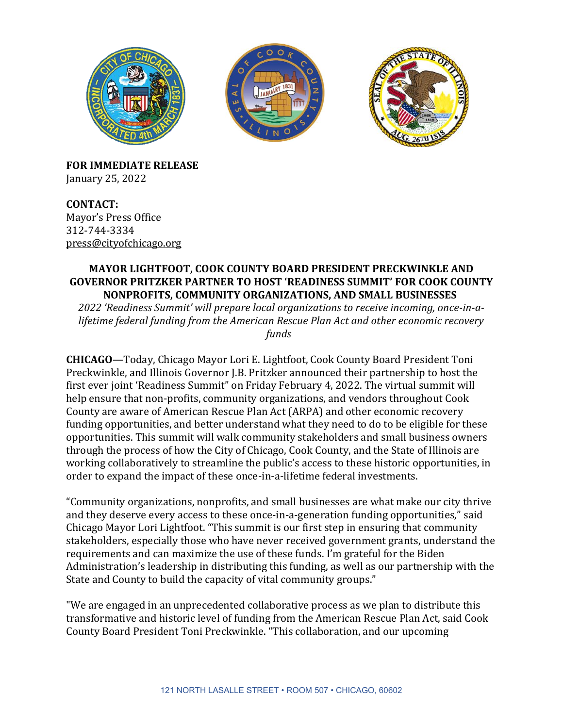**FOR IMMEDIATE RELEASE**
January 25, 2022

**CONTACT:**
Mayor's Press Office
312-744-3334
press@cityofchicago.org

**MAYOR LIGHTFOOT, COOK COUNTY BOARD PRESIDENT PRECKWINKLE AND GOVERNOR PRITZKER PARTNER TO HOST 'READINESS SUMMIT' FOR COOK COUNTY NONPROFITS, COMMUNITY ORGANIZATIONS, AND SMALL BUSINESSES**

*2022 'Readiness Summit' will prepare local organizations to receive incoming, once-in-a-lifetime federal funding from the American Rescue Plan Act and other economic recovery funds*

**CHICAGO**—Today, Chicago Mayor Lori E. Lightfoot, Cook County Board President Toni Preckwinkle, and Illinois Governor J.B. Pritzker announced their partnership to host the first ever joint 'Readiness Summit" on Friday February 4, 2022. The virtual summit will help ensure that non-profits, community organizations, and vendors throughout Cook County are aware of American Rescue Plan Act (ARPA) and other economic recovery funding opportunities, and better understand what they need to do to be eligible for these opportunities. This summit will walk community stakeholders and small business owners through the process of how the City of Chicago, Cook County, and the State of Illinois are working collaboratively to streamline the public's access to these historic opportunities, in order to expand the impact of these once-in-a-lifetime federal investments.

"Community organizations, nonprofits, and small businesses are what make our city thrive and they deserve every access to these once-in-a-generation funding opportunities," said Chicago Mayor Lori Lightfoot. "This summit is our first step in ensuring that community stakeholders, especially those who have never received government grants, understand the requirements and can maximize the use of these funds. I'm grateful for the Biden Administration's leadership in distributing this funding, as well as our partnership with the State and County to build the capacity of vital community groups."

"We are engaged in an unprecedented collaborative process as we plan to distribute this transformative and historic level of funding from the American Rescue Plan Act, said Cook County Board President Toni Preckwinkle. "This collaboration, and our upcoming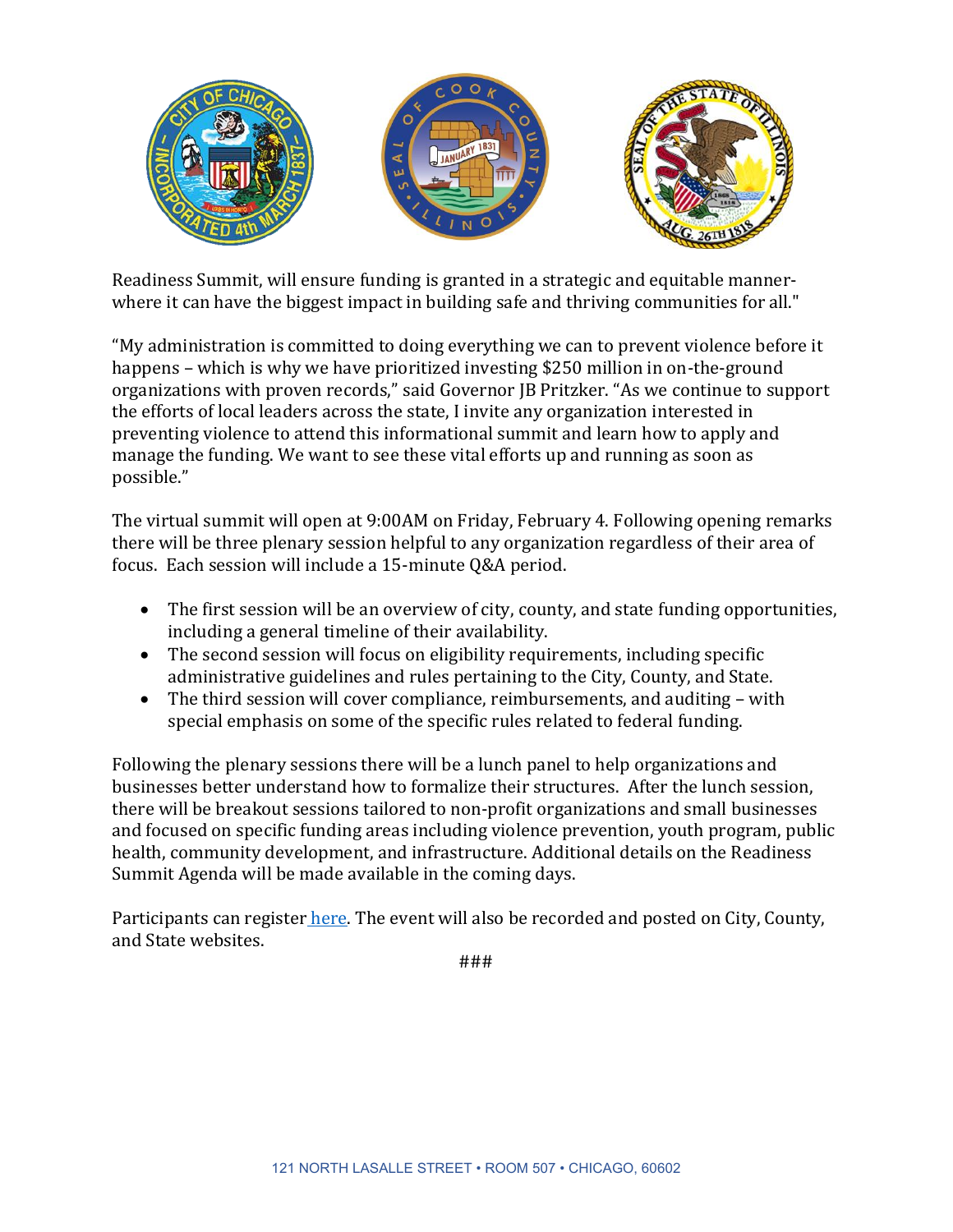Readiness Summit, will ensure funding is granted in a strategic and equitable manner-where it can have the biggest impact in building safe and thriving communities for all."

"My administration is committed to doing everything we can to prevent violence before it happens – which is why we have prioritized investing $250 million in on-the-ground organizations with proven records," said Governor JB Pritzker. "As we continue to support the efforts of local leaders across the state, I invite any organization interested in preventing violence to attend this informational summit and learn how to apply and manage the funding. We want to see these vital efforts up and running as soon as possible."

The virtual summit will open at 9:00AM on Friday, February 4. Following opening remarks there will be three plenary session helpful to any organization regardless of their area of focus. Each session will include a 15-minute Q&A period.

- The first session will be an overview of city, county, and state funding opportunities, including a general timeline of their availability.
- The second session will focus on eligibility requirements, including specific administrative guidelines and rules pertaining to the City, County, and State.
- The third session will cover compliance, reimbursements, and auditing – with special emphasis on some of the specific rules related to federal funding.

Following the plenary sessions there will be a lunch panel to help organizations and businesses better understand how to formalize their structures. After the lunch session, there will be breakout sessions tailored to non-profit organizations and small businesses and focused on specific funding areas including violence prevention, youth program, public health, community development, and infrastructure. Additional details on the Readiness Summit Agenda will be made available in the coming days.

Participants can register here. The event will also be recorded and posted on City, County, and State websites.

###